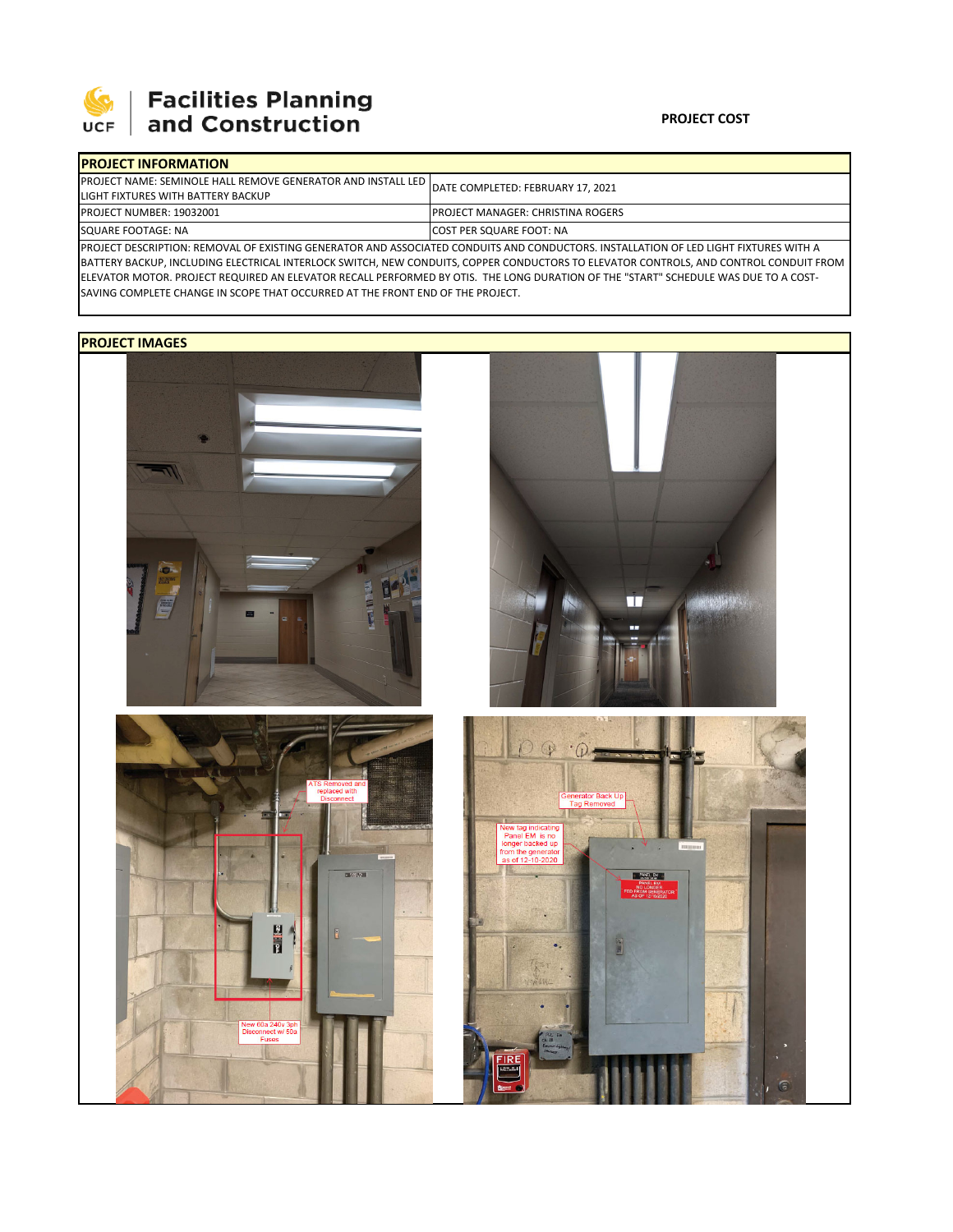**UCF Facilities Planning and Construction**

**PROJECT COST**

| PROJECT INFORMATION | |
|---|---|
| PROJECT NAME: SEMINOLE HALL REMOVE GENERATOR AND INSTALL LED LIGHT FIXTURES WITH BATTERY BACKUP | DATE COMPLETED: FEBRUARY 17, 2021 |
| PROJECT NUMBER: 19032001 | PROJECT MANAGER: CHRISTINA ROGERS |
| SQUARE FOOTAGE: NA | COST PER SQUARE FOOT: NA |

PROJECT DESCRIPTION: REMOVAL OF EXISTING GENERATOR AND ASSOCIATED CONDUITS AND CONDUCTORS. INSTALLATION OF LED LIGHT FIXTURES WITH A BATTERY BACKUP, INCLUDING ELECTRICAL INTERLOCK SWITCH, NEW CONDUITS, COPPER CONDUCTORS TO ELEVATOR CONTROLS, AND CONTROL CONDUIT FROM ELEVATOR MOTOR. PROJECT REQUIRED AN ELEVATOR RECALL PERFORMED BY OTIS. THE LONG DURATION OF THE "START" SCHEDULE WAS DUE TO A COST-SAVING COMPLETE CHANGE IN SCOPE THAT OCCURRED AT THE FRONT END OF THE PROJECT.

**PROJECT IMAGES**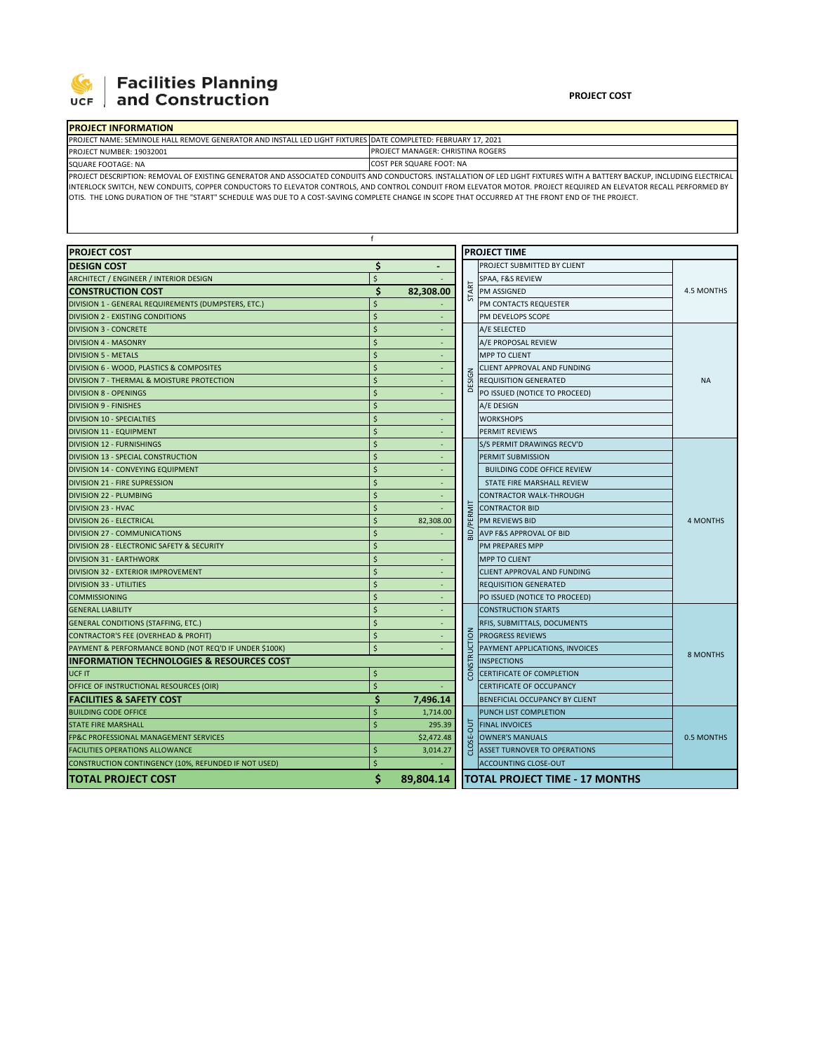# Facilities Planning and Construction

**PROJECT COST**

| PROJECT INFORMATION | |
|---|---|
| PROJECT NAME: SEMINOLE HALL REMOVE GENERATOR AND INSTALL LED LIGHT FIXTURES | DATE COMPLETED: FEBRUARY 17, 2021 |
| PROJECT NUMBER: 19032001 | PROJECT MANAGER: CHRISTINA ROGERS |
| SQUARE FOOTAGE: NA | COST PER SQUARE FOOT: NA |

PROJECT DESCRIPTION: REMOVAL OF EXISTING GENERATOR AND ASSOCIATED CONDUITS AND CONDUCTORS. INSTALLATION OF LED LIGHT FIXTURES WITH A BATTERY BACKUP, INCLUDING ELECTRICAL INTERLOCK SWITCH, NEW CONDUITS, COPPER CONDUCTORS TO ELEVATOR CONTROLS, AND CONTROL CONDUIT FROM ELEVATOR MOTOR. PROJECT REQUIRED AN ELEVATOR RECALL PERFORMED BY OTIS. THE LONG DURATION OF THE "START" SCHEDULE WAS DUE TO A COST-SAVING COMPLETE CHANGE IN SCOPE THAT OCCURRED AT THE FRONT END OF THE PROJECT.

| PROJECT COST | |
|---|---|
| **DESIGN COST** | **$ -** |
| ARCHITECT / ENGINEER / INTERIOR DESIGN | $ - |
| **CONSTRUCTION COST** | **$ 82,308.00** |
| DIVISION 1 - GENERAL REQUIREMENTS (DUMPSTERS, ETC.) | $ - |
| DIVISION 2 - EXISTING CONDITIONS | $ - |
| DIVISION 3 - CONCRETE | $ - |
| DIVISION 4 - MASONRY | $ - |
| DIVISION 5 - METALS | $ - |
| DIVISION 6 - WOOD, PLASTICS & COMPOSITES | $ - |
| DIVISION 7 - THERMAL & MOISTURE PROTECTION | $ - |
| DIVISION 8 - OPENINGS | $ - |
| DIVISION 9 - FINISHES | $ |
| DIVISION 10 - SPECIALTIES | $ - |
| DIVISION 11 - EQUIPMENT | $ - |
| DIVISION 12 - FURNISHINGS | $ - |
| DIVISION 13 - SPECIAL CONSTRUCTION | $ - |
| DIVISION 14 - CONVEYING EQUIPMENT | $ - |
| DIVISION 21 - FIRE SUPRESSION | $ - |
| DIVISION 22 - PLUMBING | $ - |
| DIVISION 23 - HVAC | $ - |
| DIVISION 26 - ELECTRICAL | $ 82,308.00 |
| DIVISION 27 - COMMUNICATIONS | $ - |
| DIVISION 28 - ELECTRONIC SAFETY & SECURITY | $ |
| DIVISION 31 - EARTHWORK | $ - |
| DIVISION 32 - EXTERIOR IMPROVEMENT | $ - |
| DIVISION 33 - UTILITIES | $ - |
| COMMISSIONING | $ - |
| GENERAL LIABILITY | $ - |
| GENERAL CONDITIONS (STAFFING, ETC.) | $ - |
| CONTRACTOR'S FEE (OVERHEAD & PROFIT) | $ - |
| PAYMENT & PERFORMANCE BOND (NOT REQ'D IF UNDER $100K) | $ - |
| **INFORMATION TECHNOLOGIES & RESOURCES COST** | |
| UCF IT | $ |
| OFFICE OF INSTRUCTIONAL RESOURCES (OIR) | $ - |
| **FACILITIES & SAFETY COST** | **$ 7,496.14** |
| BUILDING CODE OFFICE | $ 1,714.00 |
| STATE FIRE MARSHALL | $ 295.39 |
| FP&C PROFESSIONAL MANAGEMENT SERVICES | $2,472.48 |
| FACILITIES OPERATIONS ALLOWANCE | $ 3,014.27 |
| CONSTRUCTION CONTINGENCY (10%, REFUNDED IF NOT USED) | $ - |
| **TOTAL PROJECT COST** | **$ 89,804.14** |

| PROJECT TIME | | |
|---|---|---|
| START | PROJECT SUBMITTED BY CLIENT | 4.5 MONTHS |
| | SPAA, F&S REVIEW | |
| | PM ASSIGNED | |
| | PM CONTACTS REQUESTER | |
| | PM DEVELOPS SCOPE | |
| DESIGN | A/E SELECTED | NA |
| | A/E PROPOSAL REVIEW | |
| | MPP TO CLIENT | |
| | CLIENT APPROVAL AND FUNDING | |
| | REQUISITION GENERATED | |
| | PO ISSUED (NOTICE TO PROCEED) | |
| | A/E DESIGN | |
| | WORKSHOPS | |
| | PERMIT REVIEWS | |
| BID/PERMIT | S/S PERMIT DRAWINGS RECV'D | 4 MONTHS |
| | PERMIT SUBMISSION | |
| | BUILDING CODE OFFICE REVIEW | |
| | STATE FIRE MARSHALL REVIEW | |
| | CONTRACTOR WALK-THROUGH | |
| | CONTRACTOR BID | |
| | PM REVIEWS BID | |
| | AVP F&S APPROVAL OF BID | |
| | PM PREPARES MPP | |
| | MPP TO CLIENT | |
| | CLIENT APPROVAL AND FUNDING | |
| | REQUISITION GENERATED | |
| | PO ISSUED (NOTICE TO PROCEED) | |
| CONSTRUCTION | CONSTRUCTION STARTS | 8 MONTHS |
| | RFIS, SUBMITTALS, DOCUMENTS | |
| | PROGRESS REVIEWS | |
| | PAYMENT APPLICATIONS, INVOICES | |
| | INSPECTIONS | |
| | CERTIFICATE OF COMPLETION | |
| | CERTIFICATE OF OCCUPANCY | |
| | BENEFICIAL OCCUPANCY BY CLIENT | |
| CLOSE-OUT | PUNCH LIST COMPLETION | 0.5 MONTHS |
| | FINAL INVOICES | |
| | OWNER'S MANUALS | |
| | ASSET TURNOVER TO OPERATIONS | |
| | ACCOUNTING CLOSE-OUT | |
| **TOTAL PROJECT TIME - 17 MONTHS** | | |